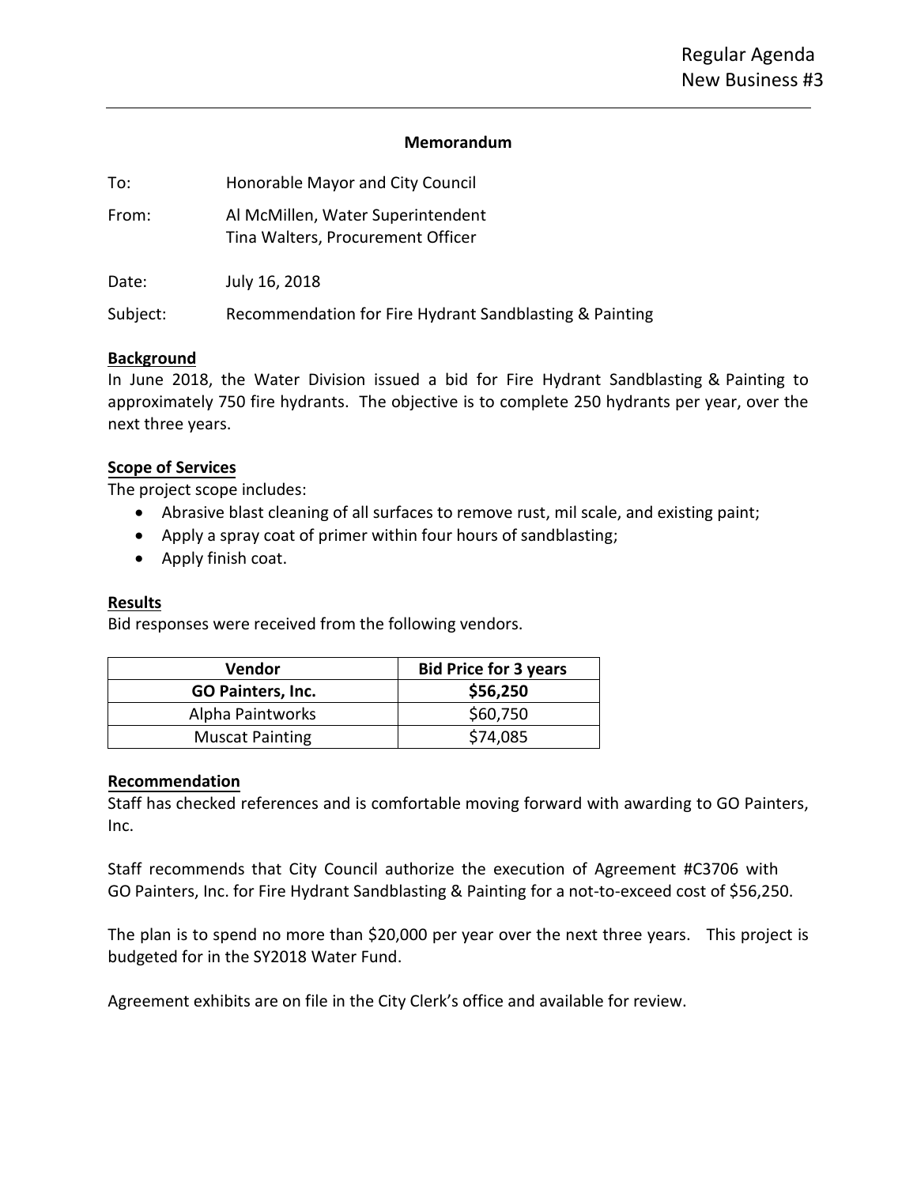Regular Agenda
New Business #3

---

**Memorandum**

To: Honorable Mayor and City Council

From: Al McMillen, Water Superintendent
Tina Walters, Procurement Officer

Date: July 16, 2018

Subject: Recommendation for Fire Hydrant Sandblasting & Painting

**Background**

In June 2018, the Water Division issued a bid for Fire Hydrant Sandblasting & Painting to approximately 750 fire hydrants. The objective is to complete 250 hydrants per year, over the next three years.

**Scope of Services**

The project scope includes:

- Abrasive blast cleaning of all surfaces to remove rust, mil scale, and existing paint;
- Apply a spray coat of primer within four hours of sandblasting;
- Apply finish coat.

**Results**

Bid responses were received from the following vendors.

| Vendor | Bid Price for 3 years |
| --- | --- |
| **GO Painters, Inc.** | **$56,250** |
| Alpha Paintworks | $60,750 |
| Muscat Painting | $74,085 |

**Recommendation**

Staff has checked references and is comfortable moving forward with awarding to GO Painters, Inc.

Staff recommends that City Council authorize the execution of Agreement #C3706 with GO Painters, Inc. for Fire Hydrant Sandblasting & Painting for a not-to-exceed cost of $56,250.

The plan is to spend no more than $20,000 per year over the next three years. This project is budgeted for in the SY2018 Water Fund.

Agreement exhibits are on file in the City Clerk's office and available for review.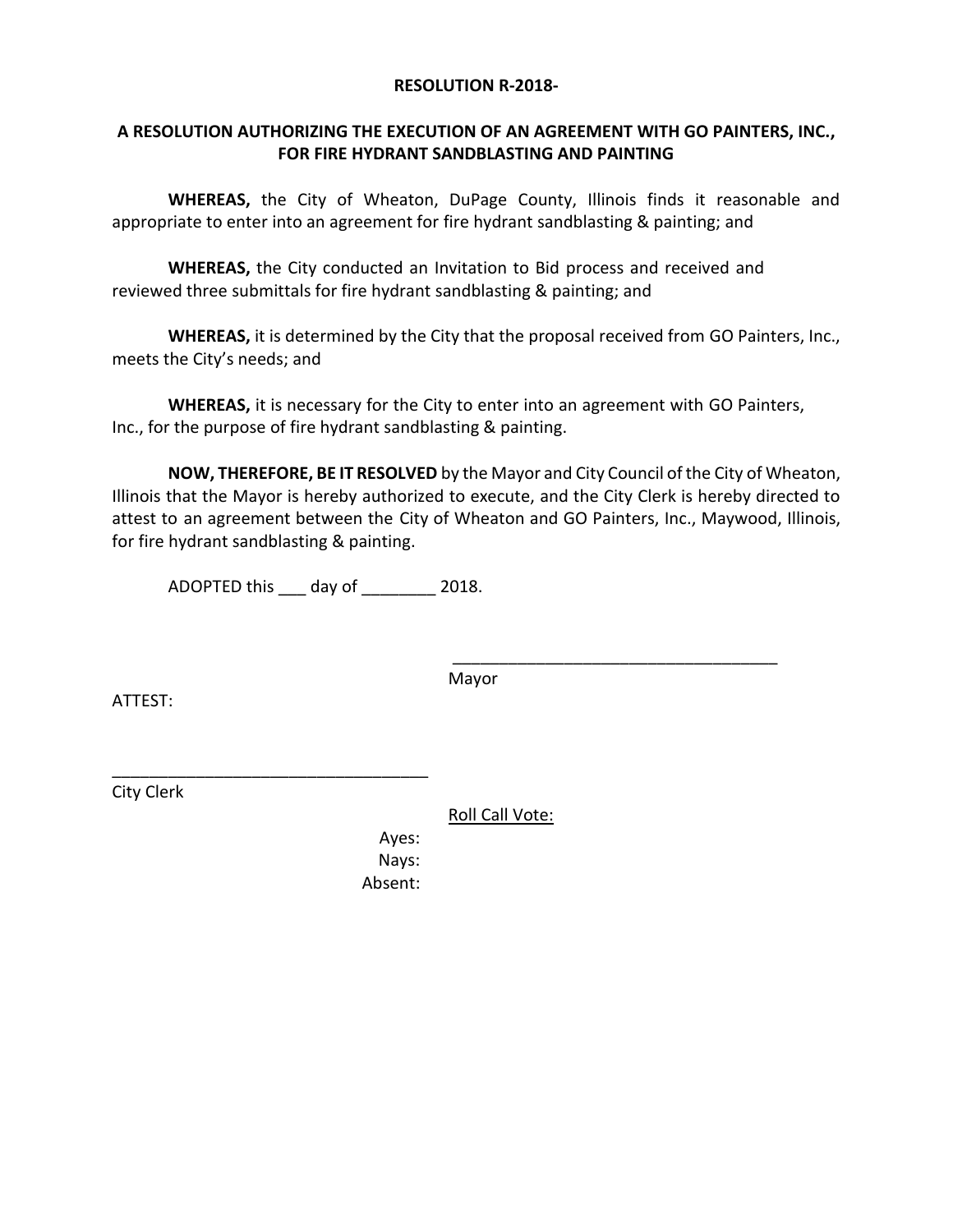**RESOLUTION R-2018-**

**A RESOLUTION AUTHORIZING THE EXECUTION OF AN AGREEMENT WITH GO PAINTERS, INC., FOR FIRE HYDRANT SANDBLASTING AND PAINTING**

**WHEREAS,** the City of Wheaton, DuPage County, Illinois finds it reasonable and appropriate to enter into an agreement for fire hydrant sandblasting & painting; and

**WHEREAS,** the City conducted an Invitation to Bid process and received and reviewed three submittals for fire hydrant sandblasting & painting; and

**WHEREAS,** it is determined by the City that the proposal received from GO Painters, Inc., meets the City's needs; and

**WHEREAS,** it is necessary for the City to enter into an agreement with GO Painters, Inc., for the purpose of fire hydrant sandblasting & painting.

**NOW, THEREFORE, BE IT RESOLVED** by the Mayor and City Council of the City of Wheaton, Illinois that the Mayor is hereby authorized to execute, and the City Clerk is hereby directed to attest to an agreement between the City of Wheaton and GO Painters, Inc., Maywood, Illinois, for fire hydrant sandblasting & painting.

ADOPTED this ___ day of ________ 2018.

___________________________________
Mayor

ATTEST:

___________________________________
City Clerk

Roll Call Vote:

Ayes:
Nays:
Absent: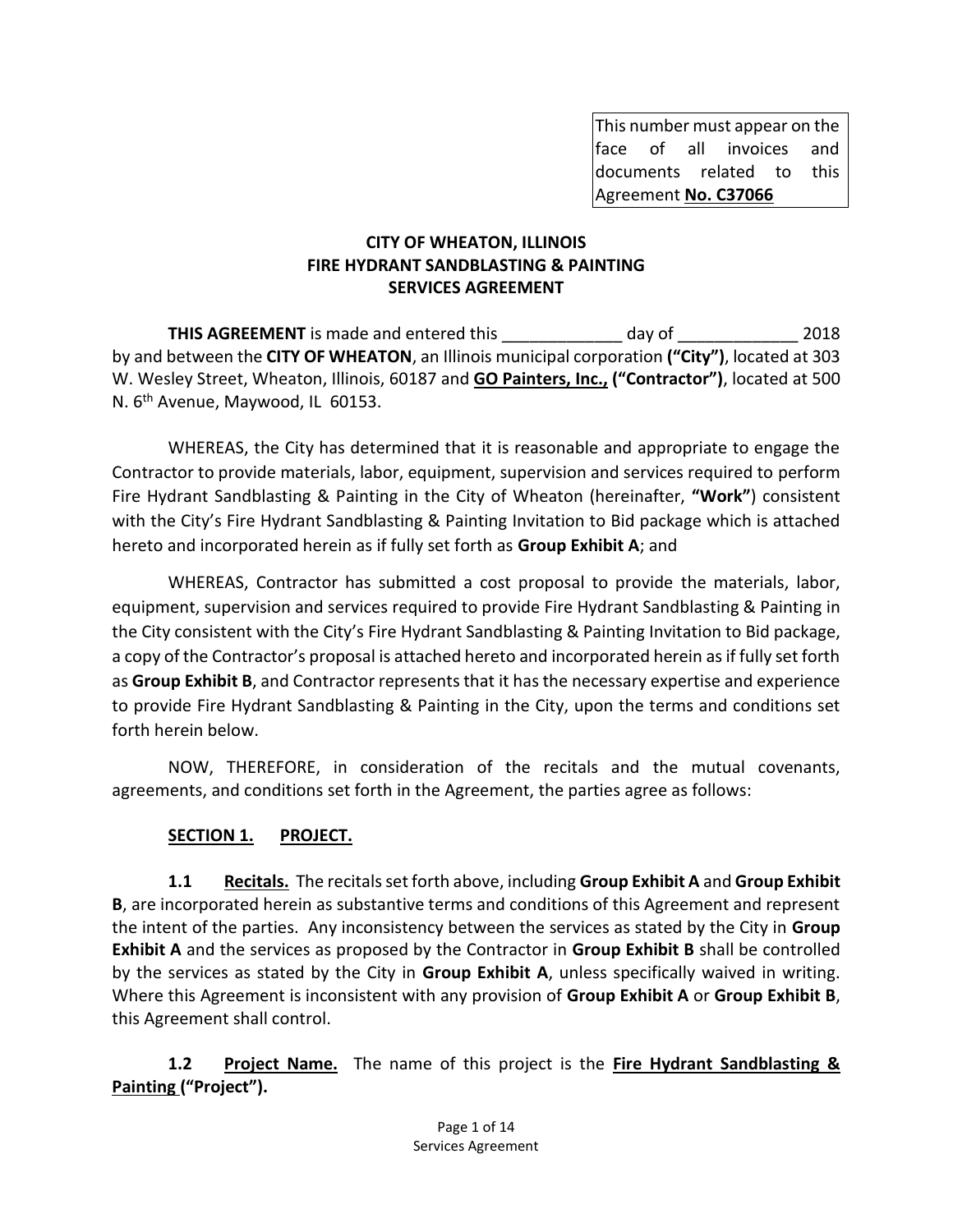This number must appear on the face of all invoices and documents related to this Agreement **No. C37066**

**CITY OF WHEATON, ILLINOIS**
**FIRE HYDRANT SANDBLASTING & PAINTING**
**SERVICES AGREEMENT**

**THIS AGREEMENT** is made and entered this _____________ day of _____________ 2018 by and between the **CITY OF WHEATON**, an Illinois municipal corporation **("City")**, located at 303 W. Wesley Street, Wheaton, Illinois, 60187 and **GO Painters, Inc., ("Contractor")**, located at 500 N. 6th Avenue, Maywood, IL 60153.

WHEREAS, the City has determined that it is reasonable and appropriate to engage the Contractor to provide materials, labor, equipment, supervision and services required to perform Fire Hydrant Sandblasting & Painting in the City of Wheaton (hereinafter, **"Work"**) consistent with the City's Fire Hydrant Sandblasting & Painting Invitation to Bid package which is attached hereto and incorporated herein as if fully set forth as **Group Exhibit A**; and

WHEREAS, Contractor has submitted a cost proposal to provide the materials, labor, equipment, supervision and services required to provide Fire Hydrant Sandblasting & Painting in the City consistent with the City's Fire Hydrant Sandblasting & Painting Invitation to Bid package, a copy of the Contractor's proposal is attached hereto and incorporated herein as if fully set forth as **Group Exhibit B**, and Contractor represents that it has the necessary expertise and experience to provide Fire Hydrant Sandblasting & Painting in the City, upon the terms and conditions set forth herein below.

NOW, THEREFORE, in consideration of the recitals and the mutual covenants, agreements, and conditions set forth in the Agreement, the parties agree as follows:

## SECTION 1. PROJECT.

**1.1 Recitals.** The recitals set forth above, including **Group Exhibit A** and **Group Exhibit B**, are incorporated herein as substantive terms and conditions of this Agreement and represent the intent of the parties. Any inconsistency between the services as stated by the City in **Group Exhibit A** and the services as proposed by the Contractor in **Group Exhibit B** shall be controlled by the services as stated by the City in **Group Exhibit A**, unless specifically waived in writing. Where this Agreement is inconsistent with any provision of **Group Exhibit A** or **Group Exhibit B**, this Agreement shall control.

**1.2 Project Name.** The name of this project is the **Fire Hydrant Sandblasting & Painting ("Project").**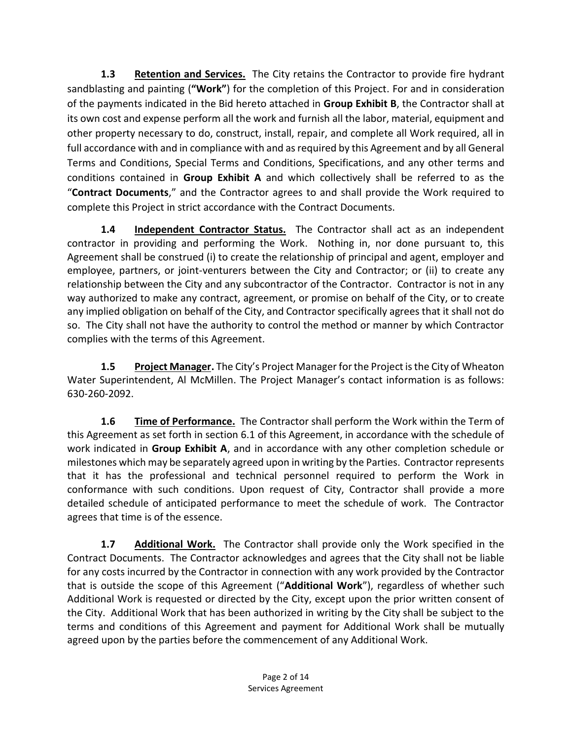**1.3 Retention and Services.** The City retains the Contractor to provide fire hydrant sandblasting and painting (**"Work"**) for the completion of this Project. For and in consideration of the payments indicated in the Bid hereto attached in **Group Exhibit B**, the Contractor shall at its own cost and expense perform all the work and furnish all the labor, material, equipment and other property necessary to do, construct, install, repair, and complete all Work required, all in full accordance with and in compliance with and as required by this Agreement and by all General Terms and Conditions, Special Terms and Conditions, Specifications, and any other terms and conditions contained in **Group Exhibit A** and which collectively shall be referred to as the "**Contract Documents**," and the Contractor agrees to and shall provide the Work required to complete this Project in strict accordance with the Contract Documents.

**1.4 Independent Contractor Status.** The Contractor shall act as an independent contractor in providing and performing the Work. Nothing in, nor done pursuant to, this Agreement shall be construed (i) to create the relationship of principal and agent, employer and employee, partners, or joint-venturers between the City and Contractor; or (ii) to create any relationship between the City and any subcontractor of the Contractor. Contractor is not in any way authorized to make any contract, agreement, or promise on behalf of the City, or to create any implied obligation on behalf of the City, and Contractor specifically agrees that it shall not do so. The City shall not have the authority to control the method or manner by which Contractor complies with the terms of this Agreement.

**1.5 Project Manager.** The City's Project Manager for the Project is the City of Wheaton Water Superintendent, Al McMillen. The Project Manager's contact information is as follows: 630-260-2092.

**1.6 Time of Performance.** The Contractor shall perform the Work within the Term of this Agreement as set forth in section 6.1 of this Agreement, in accordance with the schedule of work indicated in **Group Exhibit A**, and in accordance with any other completion schedule or milestones which may be separately agreed upon in writing by the Parties. Contractor represents that it has the professional and technical personnel required to perform the Work in conformance with such conditions. Upon request of City, Contractor shall provide a more detailed schedule of anticipated performance to meet the schedule of work. The Contractor agrees that time is of the essence.

**1.7 Additional Work.** The Contractor shall provide only the Work specified in the Contract Documents. The Contractor acknowledges and agrees that the City shall not be liable for any costs incurred by the Contractor in connection with any work provided by the Contractor that is outside the scope of this Agreement ("**Additional Work**"), regardless of whether such Additional Work is requested or directed by the City, except upon the prior written consent of the City. Additional Work that has been authorized in writing by the City shall be subject to the terms and conditions of this Agreement and payment for Additional Work shall be mutually agreed upon by the parties before the commencement of any Additional Work.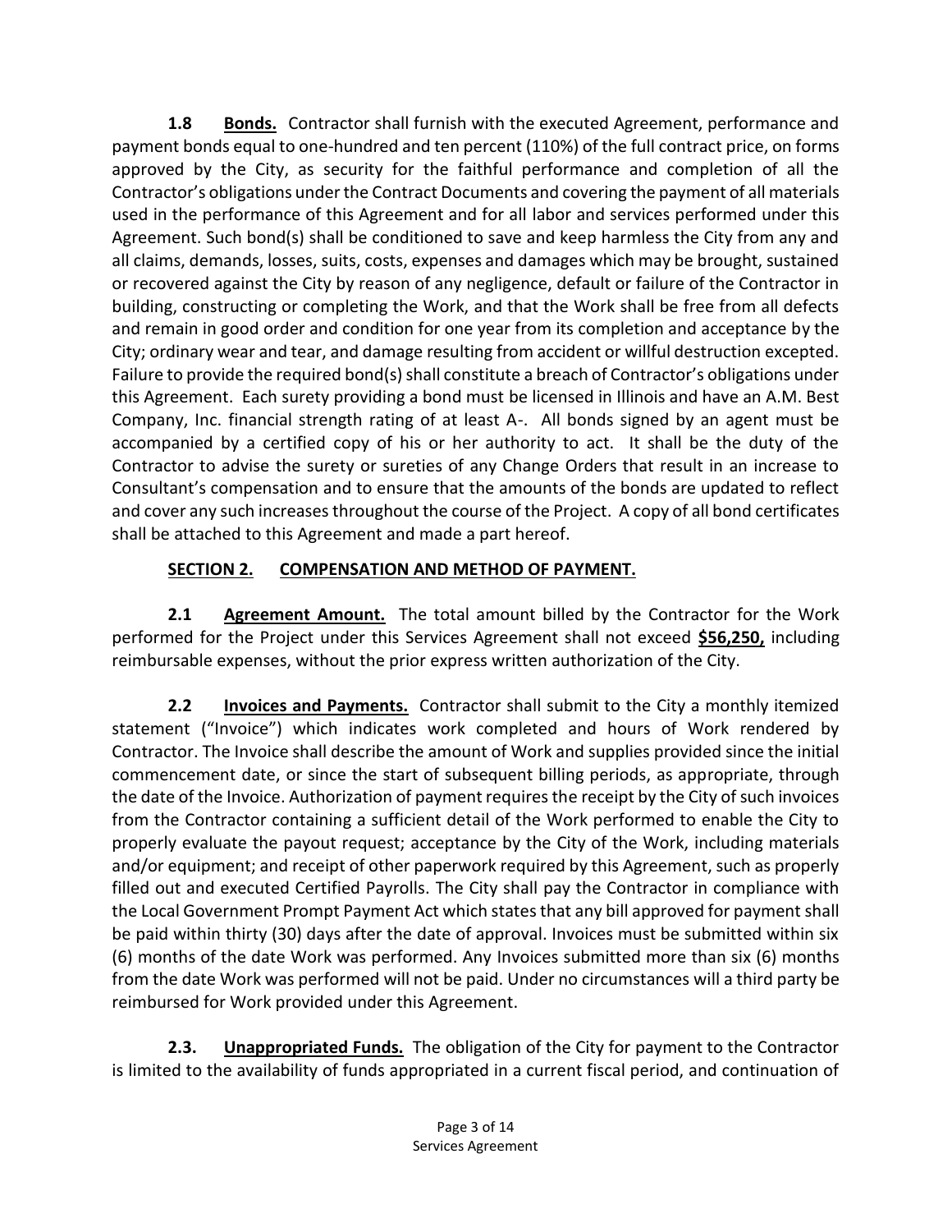**1.8 Bonds.** Contractor shall furnish with the executed Agreement, performance and payment bonds equal to one-hundred and ten percent (110%) of the full contract price, on forms approved by the City, as security for the faithful performance and completion of all the Contractor's obligations under the Contract Documents and covering the payment of all materials used in the performance of this Agreement and for all labor and services performed under this Agreement. Such bond(s) shall be conditioned to save and keep harmless the City from any and all claims, demands, losses, suits, costs, expenses and damages which may be brought, sustained or recovered against the City by reason of any negligence, default or failure of the Contractor in building, constructing or completing the Work, and that the Work shall be free from all defects and remain in good order and condition for one year from its completion and acceptance by the City; ordinary wear and tear, and damage resulting from accident or willful destruction excepted. Failure to provide the required bond(s) shall constitute a breach of Contractor's obligations under this Agreement. Each surety providing a bond must be licensed in Illinois and have an A.M. Best Company, Inc. financial strength rating of at least A-. All bonds signed by an agent must be accompanied by a certified copy of his or her authority to act. It shall be the duty of the Contractor to advise the surety or sureties of any Change Orders that result in an increase to Consultant's compensation and to ensure that the amounts of the bonds are updated to reflect and cover any such increases throughout the course of the Project. A copy of all bond certificates shall be attached to this Agreement and made a part hereof.

## SECTION 2. COMPENSATION AND METHOD OF PAYMENT.

**2.1 Agreement Amount.** The total amount billed by the Contractor for the Work performed for the Project under this Services Agreement shall not exceed **$56,250,** including reimbursable expenses, without the prior express written authorization of the City.

**2.2 Invoices and Payments.** Contractor shall submit to the City a monthly itemized statement ("Invoice") which indicates work completed and hours of Work rendered by Contractor. The Invoice shall describe the amount of Work and supplies provided since the initial commencement date, or since the start of subsequent billing periods, as appropriate, through the date of the Invoice. Authorization of payment requires the receipt by the City of such invoices from the Contractor containing a sufficient detail of the Work performed to enable the City to properly evaluate the payout request; acceptance by the City of the Work, including materials and/or equipment; and receipt of other paperwork required by this Agreement, such as properly filled out and executed Certified Payrolls. The City shall pay the Contractor in compliance with the Local Government Prompt Payment Act which states that any bill approved for payment shall be paid within thirty (30) days after the date of approval. Invoices must be submitted within six (6) months of the date Work was performed. Any Invoices submitted more than six (6) months from the date Work was performed will not be paid. Under no circumstances will a third party be reimbursed for Work provided under this Agreement.

**2.3. Unappropriated Funds.** The obligation of the City for payment to the Contractor is limited to the availability of funds appropriated in a current fiscal period, and continuation of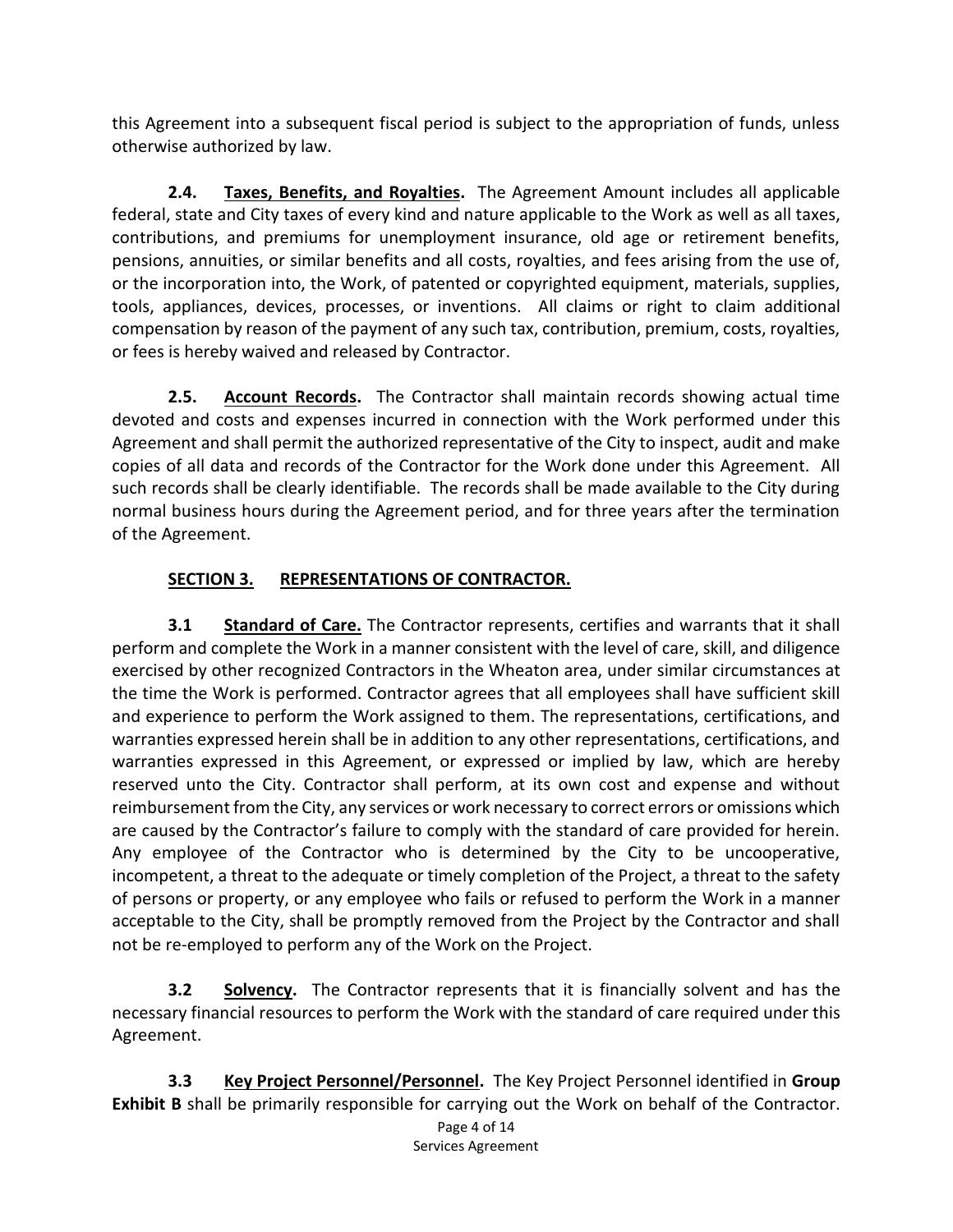this Agreement into a subsequent fiscal period is subject to the appropriation of funds, unless otherwise authorized by law.

**2.4. Taxes, Benefits, and Royalties.** The Agreement Amount includes all applicable federal, state and City taxes of every kind and nature applicable to the Work as well as all taxes, contributions, and premiums for unemployment insurance, old age or retirement benefits, pensions, annuities, or similar benefits and all costs, royalties, and fees arising from the use of, or the incorporation into, the Work, of patented or copyrighted equipment, materials, supplies, tools, appliances, devices, processes, or inventions. All claims or right to claim additional compensation by reason of the payment of any such tax, contribution, premium, costs, royalties, or fees is hereby waived and released by Contractor.

**2.5. Account Records.** The Contractor shall maintain records showing actual time devoted and costs and expenses incurred in connection with the Work performed under this Agreement and shall permit the authorized representative of the City to inspect, audit and make copies of all data and records of the Contractor for the Work done under this Agreement. All such records shall be clearly identifiable. The records shall be made available to the City during normal business hours during the Agreement period, and for three years after the termination of the Agreement.

## SECTION 3. REPRESENTATIONS OF CONTRACTOR.

**3.1 Standard of Care.** The Contractor represents, certifies and warrants that it shall perform and complete the Work in a manner consistent with the level of care, skill, and diligence exercised by other recognized Contractors in the Wheaton area, under similar circumstances at the time the Work is performed. Contractor agrees that all employees shall have sufficient skill and experience to perform the Work assigned to them. The representations, certifications, and warranties expressed herein shall be in addition to any other representations, certifications, and warranties expressed in this Agreement, or expressed or implied by law, which are hereby reserved unto the City. Contractor shall perform, at its own cost and expense and without reimbursement from the City, any services or work necessary to correct errors or omissions which are caused by the Contractor's failure to comply with the standard of care provided for herein. Any employee of the Contractor who is determined by the City to be uncooperative, incompetent, a threat to the adequate or timely completion of the Project, a threat to the safety of persons or property, or any employee who fails or refused to perform the Work in a manner acceptable to the City, shall be promptly removed from the Project by the Contractor and shall not be re-employed to perform any of the Work on the Project.

**3.2 Solvency.** The Contractor represents that it is financially solvent and has the necessary financial resources to perform the Work with the standard of care required under this Agreement.

**3.3 Key Project Personnel/Personnel.** The Key Project Personnel identified in **Group Exhibit B** shall be primarily responsible for carrying out the Work on behalf of the Contractor.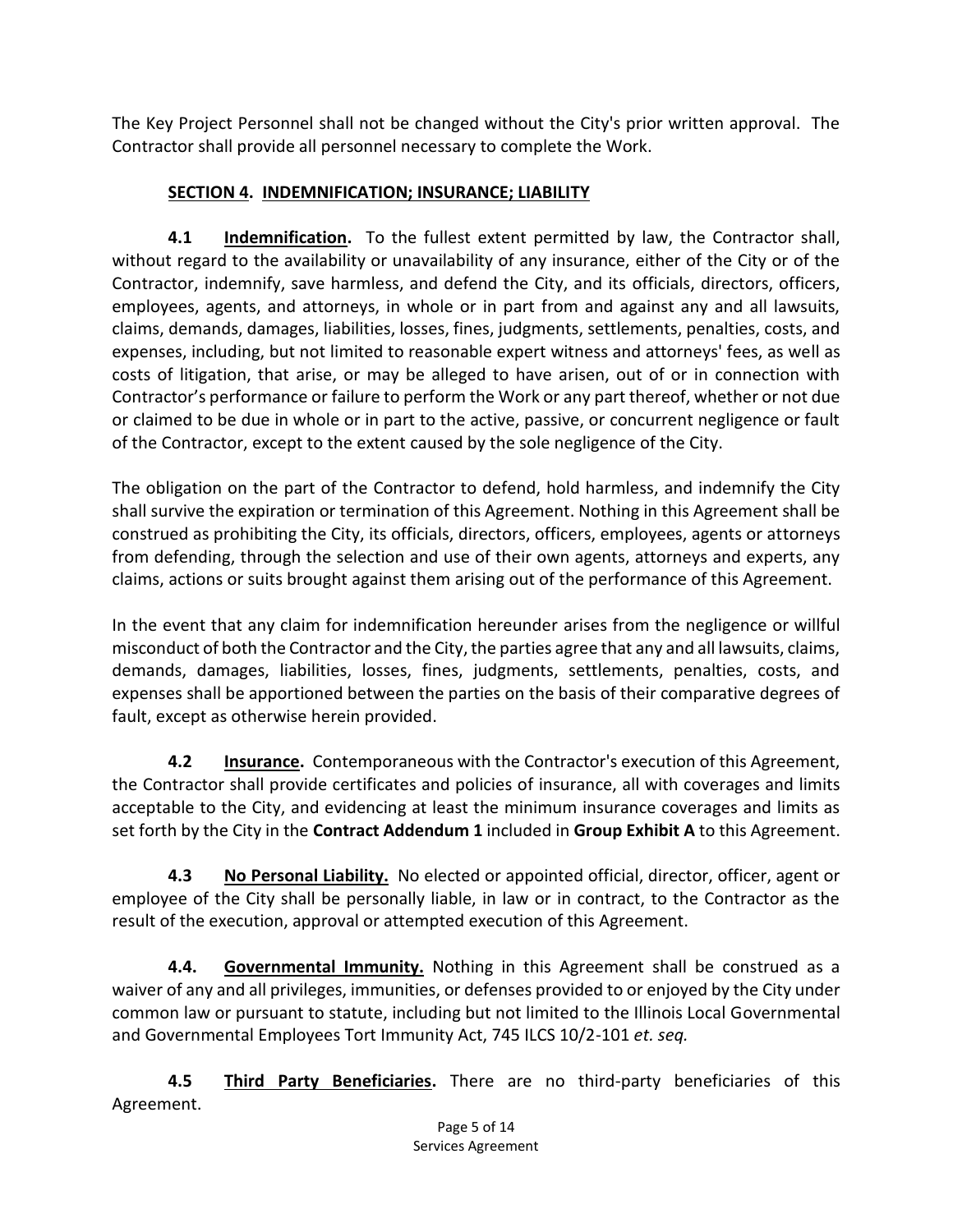The Key Project Personnel shall not be changed without the City's prior written approval. The Contractor shall provide all personnel necessary to complete the Work.

## SECTION 4. INDEMNIFICATION; INSURANCE; LIABILITY

**4.1 Indemnification.** To the fullest extent permitted by law, the Contractor shall, without regard to the availability or unavailability of any insurance, either of the City or of the Contractor, indemnify, save harmless, and defend the City, and its officials, directors, officers, employees, agents, and attorneys, in whole or in part from and against any and all lawsuits, claims, demands, damages, liabilities, losses, fines, judgments, settlements, penalties, costs, and expenses, including, but not limited to reasonable expert witness and attorneys' fees, as well as costs of litigation, that arise, or may be alleged to have arisen, out of or in connection with Contractor's performance or failure to perform the Work or any part thereof, whether or not due or claimed to be due in whole or in part to the active, passive, or concurrent negligence or fault of the Contractor, except to the extent caused by the sole negligence of the City.

The obligation on the part of the Contractor to defend, hold harmless, and indemnify the City shall survive the expiration or termination of this Agreement. Nothing in this Agreement shall be construed as prohibiting the City, its officials, directors, officers, employees, agents or attorneys from defending, through the selection and use of their own agents, attorneys and experts, any claims, actions or suits brought against them arising out of the performance of this Agreement.

In the event that any claim for indemnification hereunder arises from the negligence or willful misconduct of both the Contractor and the City, the parties agree that any and all lawsuits, claims, demands, damages, liabilities, losses, fines, judgments, settlements, penalties, costs, and expenses shall be apportioned between the parties on the basis of their comparative degrees of fault, except as otherwise herein provided.

**4.2 Insurance.** Contemporaneous with the Contractor's execution of this Agreement, the Contractor shall provide certificates and policies of insurance, all with coverages and limits acceptable to the City, and evidencing at least the minimum insurance coverages and limits as set forth by the City in the **Contract Addendum 1** included in **Group Exhibit A** to this Agreement.

**4.3 No Personal Liability.** No elected or appointed official, director, officer, agent or employee of the City shall be personally liable, in law or in contract, to the Contractor as the result of the execution, approval or attempted execution of this Agreement.

**4.4. Governmental Immunity.** Nothing in this Agreement shall be construed as a waiver of any and all privileges, immunities, or defenses provided to or enjoyed by the City under common law or pursuant to statute, including but not limited to the Illinois Local Governmental and Governmental Employees Tort Immunity Act, 745 ILCS 10/2-101 *et. seq.*

**4.5 Third Party Beneficiaries.** There are no third-party beneficiaries of this Agreement.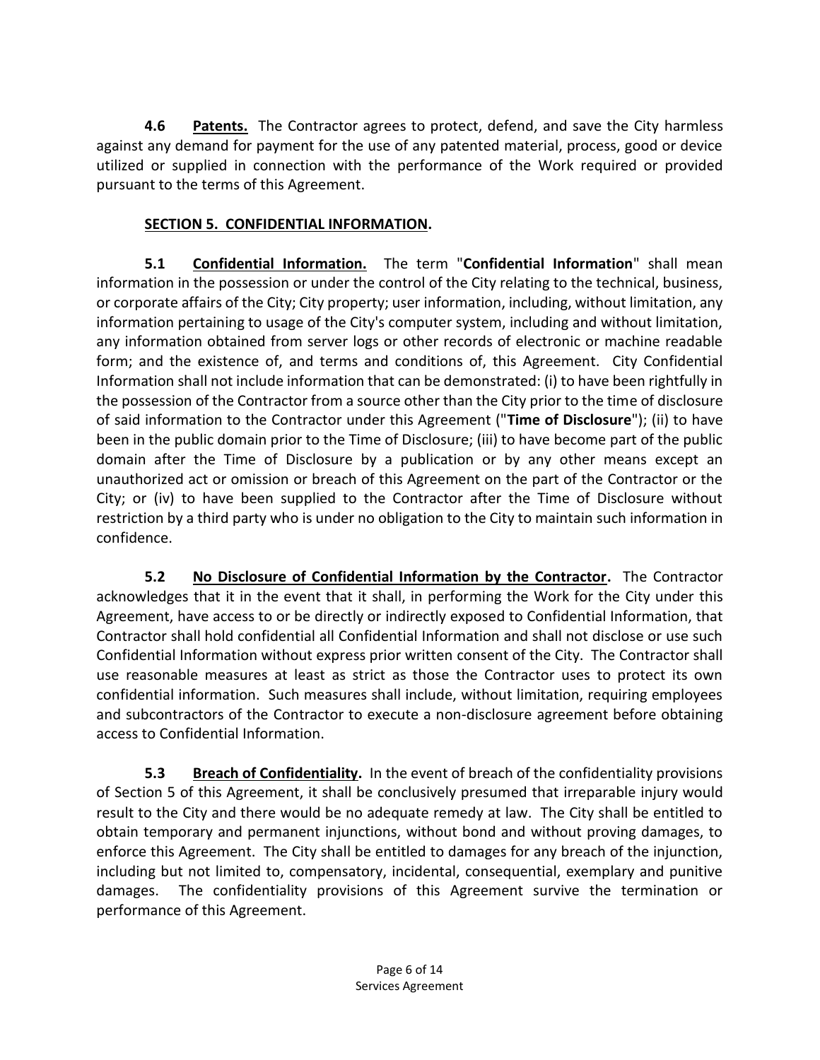**4.6 Patents.** The Contractor agrees to protect, defend, and save the City harmless against any demand for payment for the use of any patented material, process, good or device utilized or supplied in connection with the performance of the Work required or provided pursuant to the terms of this Agreement.

## SECTION 5. CONFIDENTIAL INFORMATION.

**5.1 Confidential Information.** The term "**Confidential Information**" shall mean information in the possession or under the control of the City relating to the technical, business, or corporate affairs of the City; City property; user information, including, without limitation, any information pertaining to usage of the City's computer system, including and without limitation, any information obtained from server logs or other records of electronic or machine readable form; and the existence of, and terms and conditions of, this Agreement. City Confidential Information shall not include information that can be demonstrated: (i) to have been rightfully in the possession of the Contractor from a source other than the City prior to the time of disclosure of said information to the Contractor under this Agreement ("**Time of Disclosure**"); (ii) to have been in the public domain prior to the Time of Disclosure; (iii) to have become part of the public domain after the Time of Disclosure by a publication or by any other means except an unauthorized act or omission or breach of this Agreement on the part of the Contractor or the City; or (iv) to have been supplied to the Contractor after the Time of Disclosure without restriction by a third party who is under no obligation to the City to maintain such information in confidence.

**5.2 No Disclosure of Confidential Information by the Contractor.** The Contractor acknowledges that it in the event that it shall, in performing the Work for the City under this Agreement, have access to or be directly or indirectly exposed to Confidential Information, that Contractor shall hold confidential all Confidential Information and shall not disclose or use such Confidential Information without express prior written consent of the City. The Contractor shall use reasonable measures at least as strict as those the Contractor uses to protect its own confidential information. Such measures shall include, without limitation, requiring employees and subcontractors of the Contractor to execute a non-disclosure agreement before obtaining access to Confidential Information.

**5.3 Breach of Confidentiality.** In the event of breach of the confidentiality provisions of Section 5 of this Agreement, it shall be conclusively presumed that irreparable injury would result to the City and there would be no adequate remedy at law. The City shall be entitled to obtain temporary and permanent injunctions, without bond and without proving damages, to enforce this Agreement. The City shall be entitled to damages for any breach of the injunction, including but not limited to, compensatory, incidental, consequential, exemplary and punitive damages. The confidentiality provisions of this Agreement survive the termination or performance of this Agreement.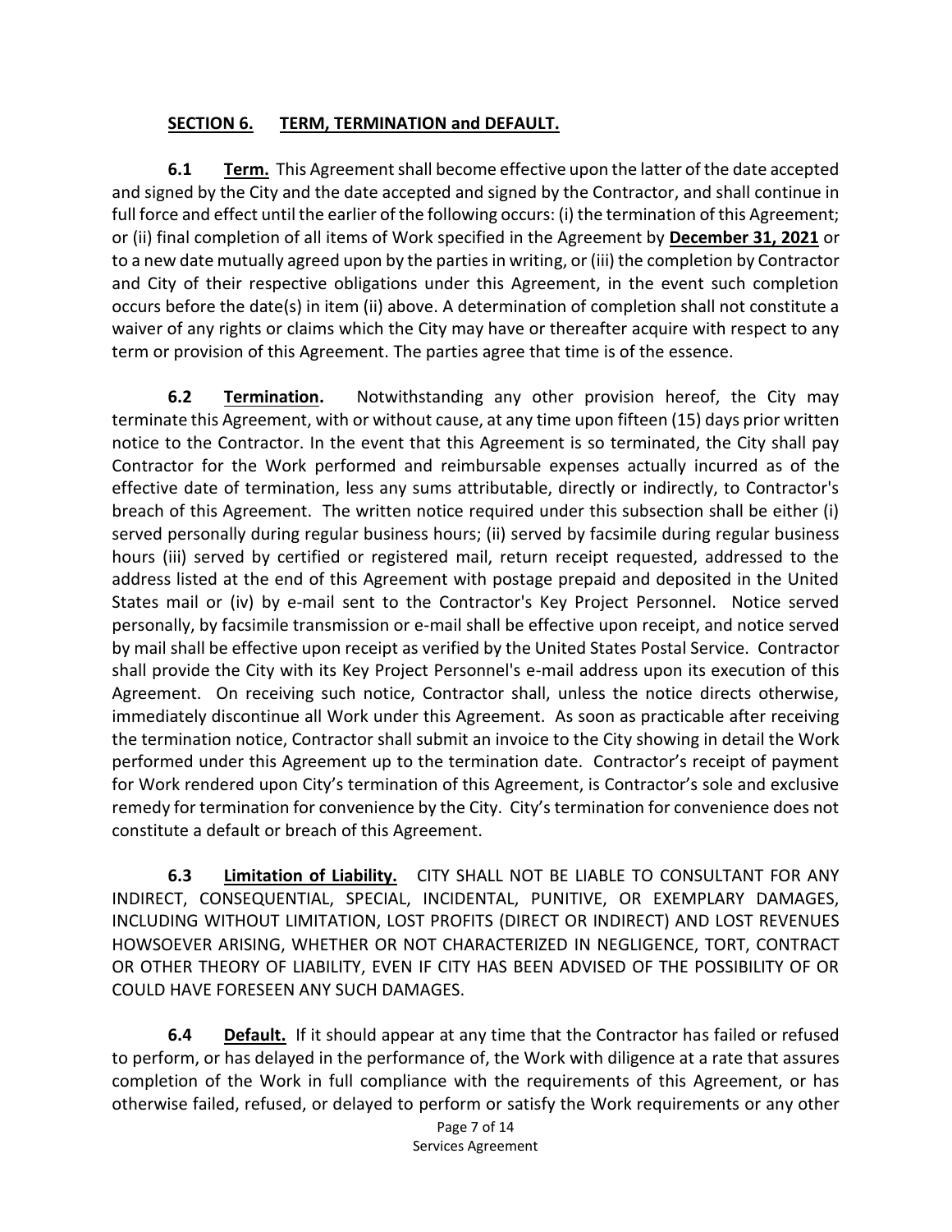## SECTION 6. TERM, TERMINATION and DEFAULT.

**6.1 Term.** This Agreement shall become effective upon the latter of the date accepted and signed by the City and the date accepted and signed by the Contractor, and shall continue in full force and effect until the earlier of the following occurs: (i) the termination of this Agreement; or (ii) final completion of all items of Work specified in the Agreement by **December 31, 2021** or to a new date mutually agreed upon by the parties in writing, or (iii) the completion by Contractor and City of their respective obligations under this Agreement, in the event such completion occurs before the date(s) in item (ii) above. A determination of completion shall not constitute a waiver of any rights or claims which the City may have or thereafter acquire with respect to any term or provision of this Agreement. The parties agree that time is of the essence.

**6.2 Termination.** Notwithstanding any other provision hereof, the City may terminate this Agreement, with or without cause, at any time upon fifteen (15) days prior written notice to the Contractor. In the event that this Agreement is so terminated, the City shall pay Contractor for the Work performed and reimbursable expenses actually incurred as of the effective date of termination, less any sums attributable, directly or indirectly, to Contractor's breach of this Agreement. The written notice required under this subsection shall be either (i) served personally during regular business hours; (ii) served by facsimile during regular business hours (iii) served by certified or registered mail, return receipt requested, addressed to the address listed at the end of this Agreement with postage prepaid and deposited in the United States mail or (iv) by e-mail sent to the Contractor's Key Project Personnel. Notice served personally, by facsimile transmission or e-mail shall be effective upon receipt, and notice served by mail shall be effective upon receipt as verified by the United States Postal Service. Contractor shall provide the City with its Key Project Personnel's e-mail address upon its execution of this Agreement. On receiving such notice, Contractor shall, unless the notice directs otherwise, immediately discontinue all Work under this Agreement. As soon as practicable after receiving the termination notice, Contractor shall submit an invoice to the City showing in detail the Work performed under this Agreement up to the termination date. Contractor's receipt of payment for Work rendered upon City's termination of this Agreement, is Contractor's sole and exclusive remedy for termination for convenience by the City. City's termination for convenience does not constitute a default or breach of this Agreement.

**6.3 Limitation of Liability.** CITY SHALL NOT BE LIABLE TO CONSULTANT FOR ANY INDIRECT, CONSEQUENTIAL, SPECIAL, INCIDENTAL, PUNITIVE, OR EXEMPLARY DAMAGES, INCLUDING WITHOUT LIMITATION, LOST PROFITS (DIRECT OR INDIRECT) AND LOST REVENUES HOWSOEVER ARISING, WHETHER OR NOT CHARACTERIZED IN NEGLIGENCE, TORT, CONTRACT OR OTHER THEORY OF LIABILITY, EVEN IF CITY HAS BEEN ADVISED OF THE POSSIBILITY OF OR COULD HAVE FORESEEN ANY SUCH DAMAGES.

**6.4 Default.** If it should appear at any time that the Contractor has failed or refused to perform, or has delayed in the performance of, the Work with diligence at a rate that assures completion of the Work in full compliance with the requirements of this Agreement, or has otherwise failed, refused, or delayed to perform or satisfy the Work requirements or any other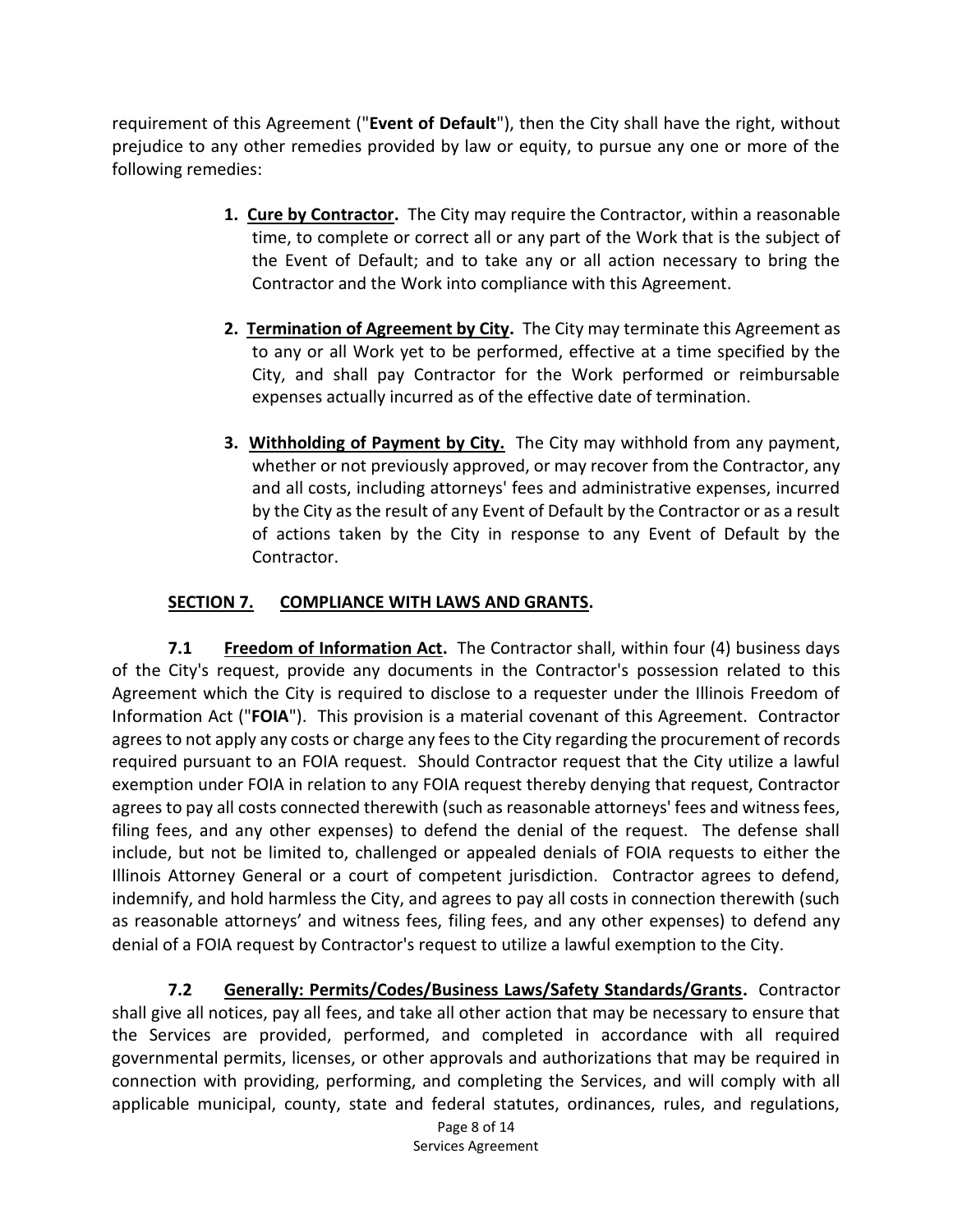requirement of this Agreement ("**Event of Default**"), then the City shall have the right, without prejudice to any other remedies provided by law or equity, to pursue any one or more of the following remedies:

1. **Cure by Contractor.** The City may require the Contractor, within a reasonable time, to complete or correct all or any part of the Work that is the subject of the Event of Default; and to take any or all action necessary to bring the Contractor and the Work into compliance with this Agreement.

2. **Termination of Agreement by City.** The City may terminate this Agreement as to any or all Work yet to be performed, effective at a time specified by the City, and shall pay Contractor for the Work performed or reimbursable expenses actually incurred as of the effective date of termination.

3. **Withholding of Payment by City.** The City may withhold from any payment, whether or not previously approved, or may recover from the Contractor, any and all costs, including attorneys' fees and administrative expenses, incurred by the City as the result of any Event of Default by the Contractor or as a result of actions taken by the City in response to any Event of Default by the Contractor.

## SECTION 7. COMPLIANCE WITH LAWS AND GRANTS.

**7.1 Freedom of Information Act.** The Contractor shall, within four (4) business days of the City's request, provide any documents in the Contractor's possession related to this Agreement which the City is required to disclose to a requester under the Illinois Freedom of Information Act ("**FOIA**"). This provision is a material covenant of this Agreement. Contractor agrees to not apply any costs or charge any fees to the City regarding the procurement of records required pursuant to an FOIA request. Should Contractor request that the City utilize a lawful exemption under FOIA in relation to any FOIA request thereby denying that request, Contractor agrees to pay all costs connected therewith (such as reasonable attorneys' fees and witness fees, filing fees, and any other expenses) to defend the denial of the request. The defense shall include, but not be limited to, challenged or appealed denials of FOIA requests to either the Illinois Attorney General or a court of competent jurisdiction. Contractor agrees to defend, indemnify, and hold harmless the City, and agrees to pay all costs in connection therewith (such as reasonable attorneys' and witness fees, filing fees, and any other expenses) to defend any denial of a FOIA request by Contractor's request to utilize a lawful exemption to the City.

**7.2 Generally: Permits/Codes/Business Laws/Safety Standards/Grants.** Contractor shall give all notices, pay all fees, and take all other action that may be necessary to ensure that the Services are provided, performed, and completed in accordance with all required governmental permits, licenses, or other approvals and authorizations that may be required in connection with providing, performing, and completing the Services, and will comply with all applicable municipal, county, state and federal statutes, ordinances, rules, and regulations,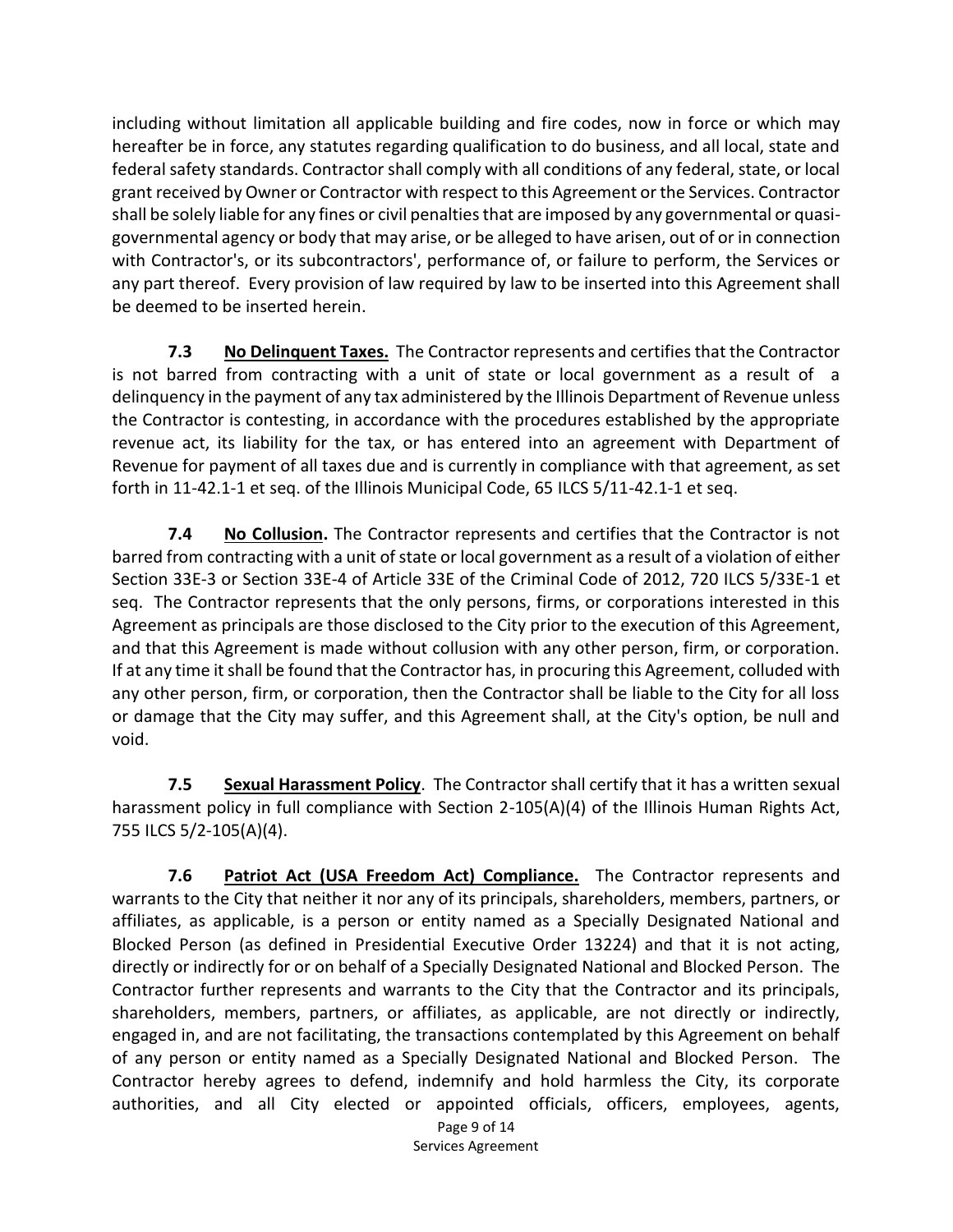including without limitation all applicable building and fire codes, now in force or which may hereafter be in force, any statutes regarding qualification to do business, and all local, state and federal safety standards. Contractor shall comply with all conditions of any federal, state, or local grant received by Owner or Contractor with respect to this Agreement or the Services. Contractor shall be solely liable for any fines or civil penalties that are imposed by any governmental or quasi-governmental agency or body that may arise, or be alleged to have arisen, out of or in connection with Contractor's, or its subcontractors', performance of, or failure to perform, the Services or any part thereof. Every provision of law required by law to be inserted into this Agreement shall be deemed to be inserted herein.

**7.3 No Delinquent Taxes.** The Contractor represents and certifies that the Contractor is not barred from contracting with a unit of state or local government as a result of a delinquency in the payment of any tax administered by the Illinois Department of Revenue unless the Contractor is contesting, in accordance with the procedures established by the appropriate revenue act, its liability for the tax, or has entered into an agreement with Department of Revenue for payment of all taxes due and is currently in compliance with that agreement, as set forth in 11-42.1-1 et seq. of the Illinois Municipal Code, 65 ILCS 5/11-42.1-1 et seq.

**7.4 No Collusion.** The Contractor represents and certifies that the Contractor is not barred from contracting with a unit of state or local government as a result of a violation of either Section 33E-3 or Section 33E-4 of Article 33E of the Criminal Code of 2012, 720 ILCS 5/33E-1 et seq. The Contractor represents that the only persons, firms, or corporations interested in this Agreement as principals are those disclosed to the City prior to the execution of this Agreement, and that this Agreement is made without collusion with any other person, firm, or corporation. If at any time it shall be found that the Contractor has, in procuring this Agreement, colluded with any other person, firm, or corporation, then the Contractor shall be liable to the City for all loss or damage that the City may suffer, and this Agreement shall, at the City's option, be null and void.

**7.5 Sexual Harassment Policy**. The Contractor shall certify that it has a written sexual harassment policy in full compliance with Section 2-105(A)(4) of the Illinois Human Rights Act, 755 ILCS 5/2-105(A)(4).

**7.6 Patriot Act (USA Freedom Act) Compliance.** The Contractor represents and warrants to the City that neither it nor any of its principals, shareholders, members, partners, or affiliates, as applicable, is a person or entity named as a Specially Designated National and Blocked Person (as defined in Presidential Executive Order 13224) and that it is not acting, directly or indirectly for or on behalf of a Specially Designated National and Blocked Person. The Contractor further represents and warrants to the City that the Contractor and its principals, shareholders, members, partners, or affiliates, as applicable, are not directly or indirectly, engaged in, and are not facilitating, the transactions contemplated by this Agreement on behalf of any person or entity named as a Specially Designated National and Blocked Person. The Contractor hereby agrees to defend, indemnify and hold harmless the City, its corporate authorities, and all City elected or appointed officials, officers, employees, agents,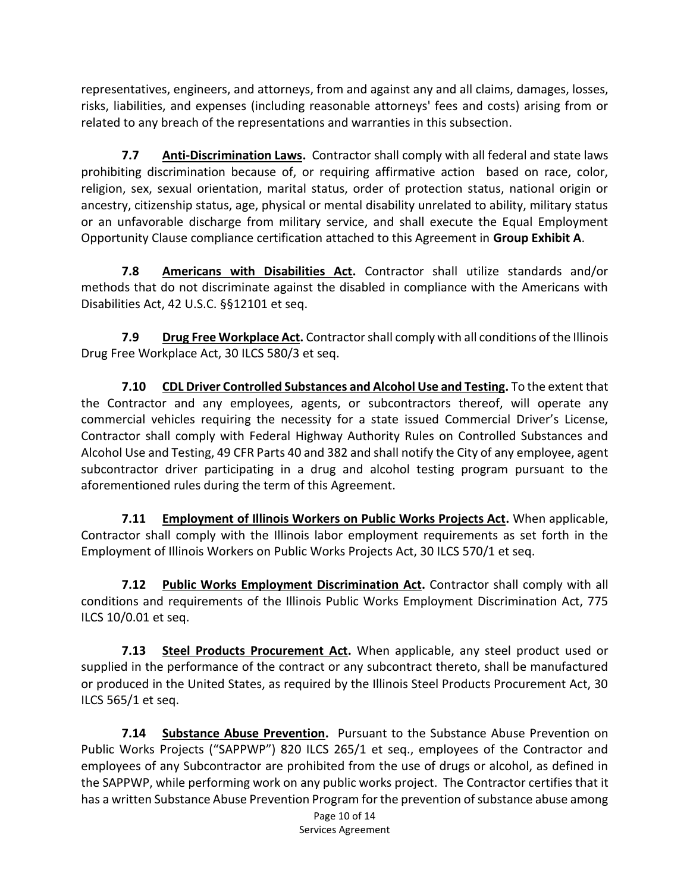representatives, engineers, and attorneys, from and against any and all claims, damages, losses, risks, liabilities, and expenses (including reasonable attorneys' fees and costs) arising from or related to any breach of the representations and warranties in this subsection.

**7.7** **Anti-Discrimination Laws.** Contractor shall comply with all federal and state laws prohibiting discrimination because of, or requiring affirmative action based on race, color, religion, sex, sexual orientation, marital status, order of protection status, national origin or ancestry, citizenship status, age, physical or mental disability unrelated to ability, military status or an unfavorable discharge from military service, and shall execute the Equal Employment Opportunity Clause compliance certification attached to this Agreement in **Group Exhibit A**.

**7.8** **Americans with Disabilities Act.** Contractor shall utilize standards and/or methods that do not discriminate against the disabled in compliance with the Americans with Disabilities Act, 42 U.S.C. §§12101 et seq.

**7.9** **Drug Free Workplace Act.** Contractor shall comply with all conditions of the Illinois Drug Free Workplace Act, 30 ILCS 580/3 et seq.

**7.10** **CDL Driver Controlled Substances and Alcohol Use and Testing.** To the extent that the Contractor and any employees, agents, or subcontractors thereof, will operate any commercial vehicles requiring the necessity for a state issued Commercial Driver's License, Contractor shall comply with Federal Highway Authority Rules on Controlled Substances and Alcohol Use and Testing, 49 CFR Parts 40 and 382 and shall notify the City of any employee, agent subcontractor driver participating in a drug and alcohol testing program pursuant to the aforementioned rules during the term of this Agreement.

**7.11** **Employment of Illinois Workers on Public Works Projects Act.** When applicable, Contractor shall comply with the Illinois labor employment requirements as set forth in the Employment of Illinois Workers on Public Works Projects Act, 30 ILCS 570/1 et seq.

**7.12** **Public Works Employment Discrimination Act.** Contractor shall comply with all conditions and requirements of the Illinois Public Works Employment Discrimination Act, 775 ILCS 10/0.01 et seq.

**7.13** **Steel Products Procurement Act.** When applicable, any steel product used or supplied in the performance of the contract or any subcontract thereto, shall be manufactured or produced in the United States, as required by the Illinois Steel Products Procurement Act, 30 ILCS 565/1 et seq.

**7.14** **Substance Abuse Prevention.** Pursuant to the Substance Abuse Prevention on Public Works Projects ("SAPPWP") 820 ILCS 265/1 et seq., employees of the Contractor and employees of any Subcontractor are prohibited from the use of drugs or alcohol, as defined in the SAPPWP, while performing work on any public works project. The Contractor certifies that it has a written Substance Abuse Prevention Program for the prevention of substance abuse among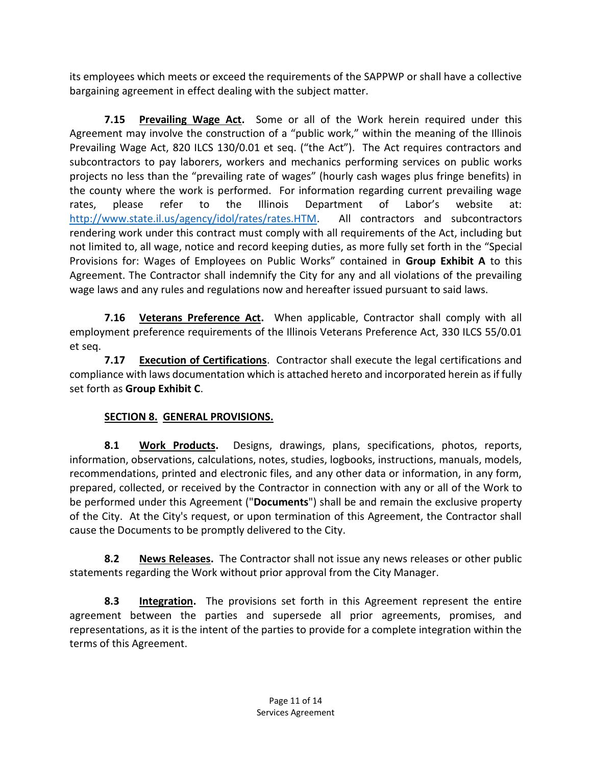its employees which meets or exceed the requirements of the SAPPWP or shall have a collective bargaining agreement in effect dealing with the subject matter.

**7.15 <u>Prevailing Wage Act</u>.** Some or all of the Work herein required under this Agreement may involve the construction of a "public work," within the meaning of the Illinois Prevailing Wage Act, 820 ILCS 130/0.01 et seq. ("the Act"). The Act requires contractors and subcontractors to pay laborers, workers and mechanics performing services on public works projects no less than the "prevailing rate of wages" (hourly cash wages plus fringe benefits) in the county where the work is performed. For information regarding current prevailing wage rates, please refer to the Illinois Department of Labor's website at: http://www.state.il.us/agency/idol/rates/rates.HTM. All contractors and subcontractors rendering work under this contract must comply with all requirements of the Act, including but not limited to, all wage, notice and record keeping duties, as more fully set forth in the "Special Provisions for: Wages of Employees on Public Works" contained in **Group Exhibit A** to this Agreement. The Contractor shall indemnify the City for any and all violations of the prevailing wage laws and any rules and regulations now and hereafter issued pursuant to said laws.

**7.16 <u>Veterans Preference Act</u>.** When applicable, Contractor shall comply with all employment preference requirements of the Illinois Veterans Preference Act, 330 ILCS 55/0.01 et seq.

**7.17 <u>Execution of Certifications</u>**. Contractor shall execute the legal certifications and compliance with laws documentation which is attached hereto and incorporated herein as if fully set forth as **Group Exhibit C**.

## SECTION 8. GENERAL PROVISIONS.

**8.1 <u>Work Products</u>.** Designs, drawings, plans, specifications, photos, reports, information, observations, calculations, notes, studies, logbooks, instructions, manuals, models, recommendations, printed and electronic files, and any other data or information, in any form, prepared, collected, or received by the Contractor in connection with any or all of the Work to be performed under this Agreement ("**Documents**") shall be and remain the exclusive property of the City. At the City's request, or upon termination of this Agreement, the Contractor shall cause the Documents to be promptly delivered to the City.

**8.2 <u>News Releases</u>.** The Contractor shall not issue any news releases or other public statements regarding the Work without prior approval from the City Manager.

**8.3 <u>Integration</u>.** The provisions set forth in this Agreement represent the entire agreement between the parties and supersede all prior agreements, promises, and representations, as it is the intent of the parties to provide for a complete integration within the terms of this Agreement.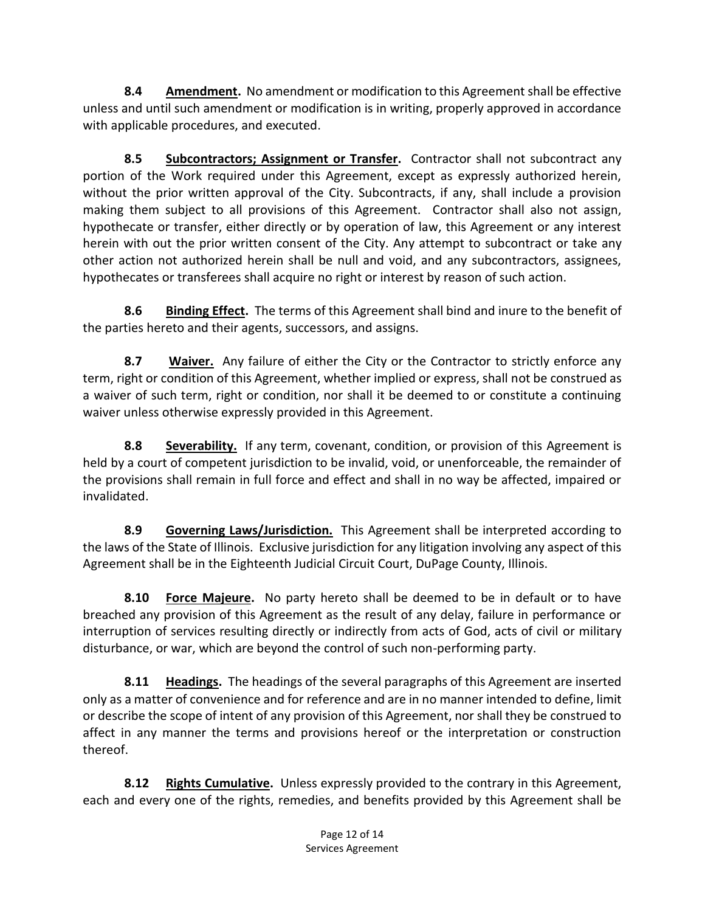**8.4 Amendment.** No amendment or modification to this Agreement shall be effective unless and until such amendment or modification is in writing, properly approved in accordance with applicable procedures, and executed.

**8.5 Subcontractors; Assignment or Transfer.** Contractor shall not subcontract any portion of the Work required under this Agreement, except as expressly authorized herein, without the prior written approval of the City. Subcontracts, if any, shall include a provision making them subject to all provisions of this Agreement. Contractor shall also not assign, hypothecate or transfer, either directly or by operation of law, this Agreement or any interest herein with out the prior written consent of the City. Any attempt to subcontract or take any other action not authorized herein shall be null and void, and any subcontractors, assignees, hypothecates or transferees shall acquire no right or interest by reason of such action.

**8.6 Binding Effect.** The terms of this Agreement shall bind and inure to the benefit of the parties hereto and their agents, successors, and assigns.

**8.7 Waiver.** Any failure of either the City or the Contractor to strictly enforce any term, right or condition of this Agreement, whether implied or express, shall not be construed as a waiver of such term, right or condition, nor shall it be deemed to or constitute a continuing waiver unless otherwise expressly provided in this Agreement.

**8.8 Severability.** If any term, covenant, condition, or provision of this Agreement is held by a court of competent jurisdiction to be invalid, void, or unenforceable, the remainder of the provisions shall remain in full force and effect and shall in no way be affected, impaired or invalidated.

**8.9 Governing Laws/Jurisdiction.** This Agreement shall be interpreted according to the laws of the State of Illinois. Exclusive jurisdiction for any litigation involving any aspect of this Agreement shall be in the Eighteenth Judicial Circuit Court, DuPage County, Illinois.

**8.10 Force Majeure.** No party hereto shall be deemed to be in default or to have breached any provision of this Agreement as the result of any delay, failure in performance or interruption of services resulting directly or indirectly from acts of God, acts of civil or military disturbance, or war, which are beyond the control of such non-performing party.

**8.11 Headings.** The headings of the several paragraphs of this Agreement are inserted only as a matter of convenience and for reference and are in no manner intended to define, limit or describe the scope of intent of any provision of this Agreement, nor shall they be construed to affect in any manner the terms and provisions hereof or the interpretation or construction thereof.

**8.12 Rights Cumulative.** Unless expressly provided to the contrary in this Agreement, each and every one of the rights, remedies, and benefits provided by this Agreement shall be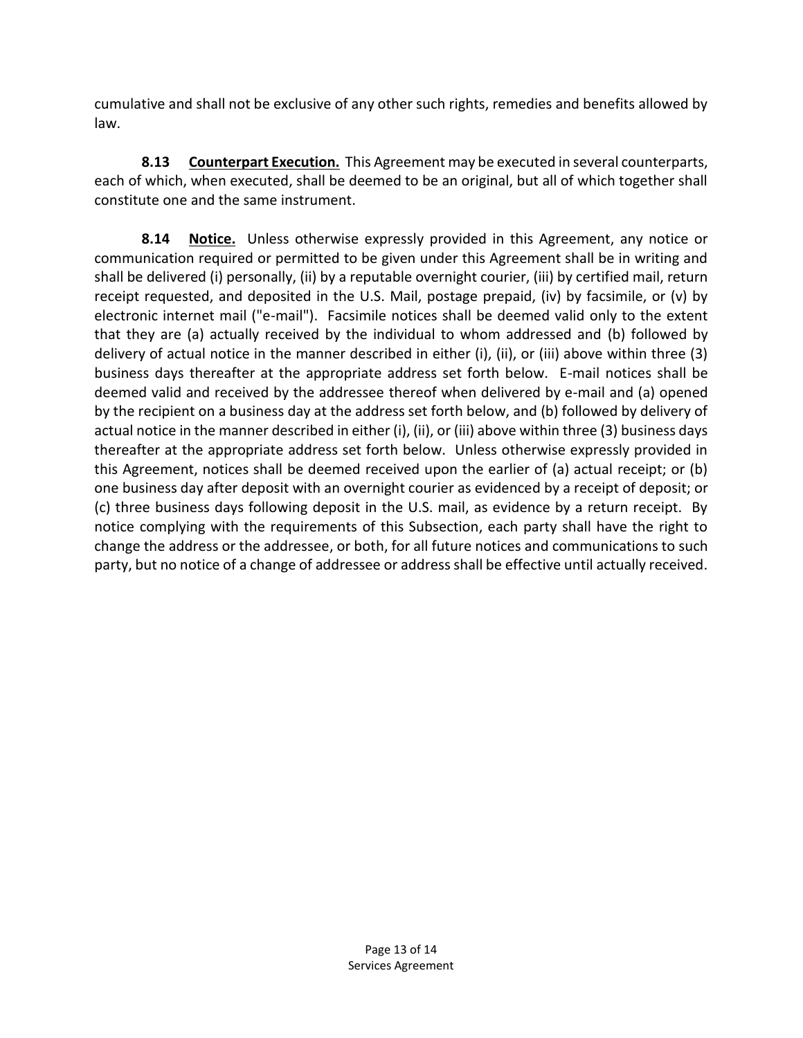cumulative and shall not be exclusive of any other such rights, remedies and benefits allowed by law.

**8.13 <u>Counterpart Execution.</u>** This Agreement may be executed in several counterparts, each of which, when executed, shall be deemed to be an original, but all of which together shall constitute one and the same instrument.

**8.14 <u>Notice.</u>** Unless otherwise expressly provided in this Agreement, any notice or communication required or permitted to be given under this Agreement shall be in writing and shall be delivered (i) personally, (ii) by a reputable overnight courier, (iii) by certified mail, return receipt requested, and deposited in the U.S. Mail, postage prepaid, (iv) by facsimile, or (v) by electronic internet mail ("e-mail"). Facsimile notices shall be deemed valid only to the extent that they are (a) actually received by the individual to whom addressed and (b) followed by delivery of actual notice in the manner described in either (i), (ii), or (iii) above within three (3) business days thereafter at the appropriate address set forth below. E-mail notices shall be deemed valid and received by the addressee thereof when delivered by e-mail and (a) opened by the recipient on a business day at the address set forth below, and (b) followed by delivery of actual notice in the manner described in either (i), (ii), or (iii) above within three (3) business days thereafter at the appropriate address set forth below. Unless otherwise expressly provided in this Agreement, notices shall be deemed received upon the earlier of (a) actual receipt; or (b) one business day after deposit with an overnight courier as evidenced by a receipt of deposit; or (c) three business days following deposit in the U.S. mail, as evidence by a return receipt. By notice complying with the requirements of this Subsection, each party shall have the right to change the address or the addressee, or both, for all future notices and communications to such party, but no notice of a change of addressee or address shall be effective until actually received.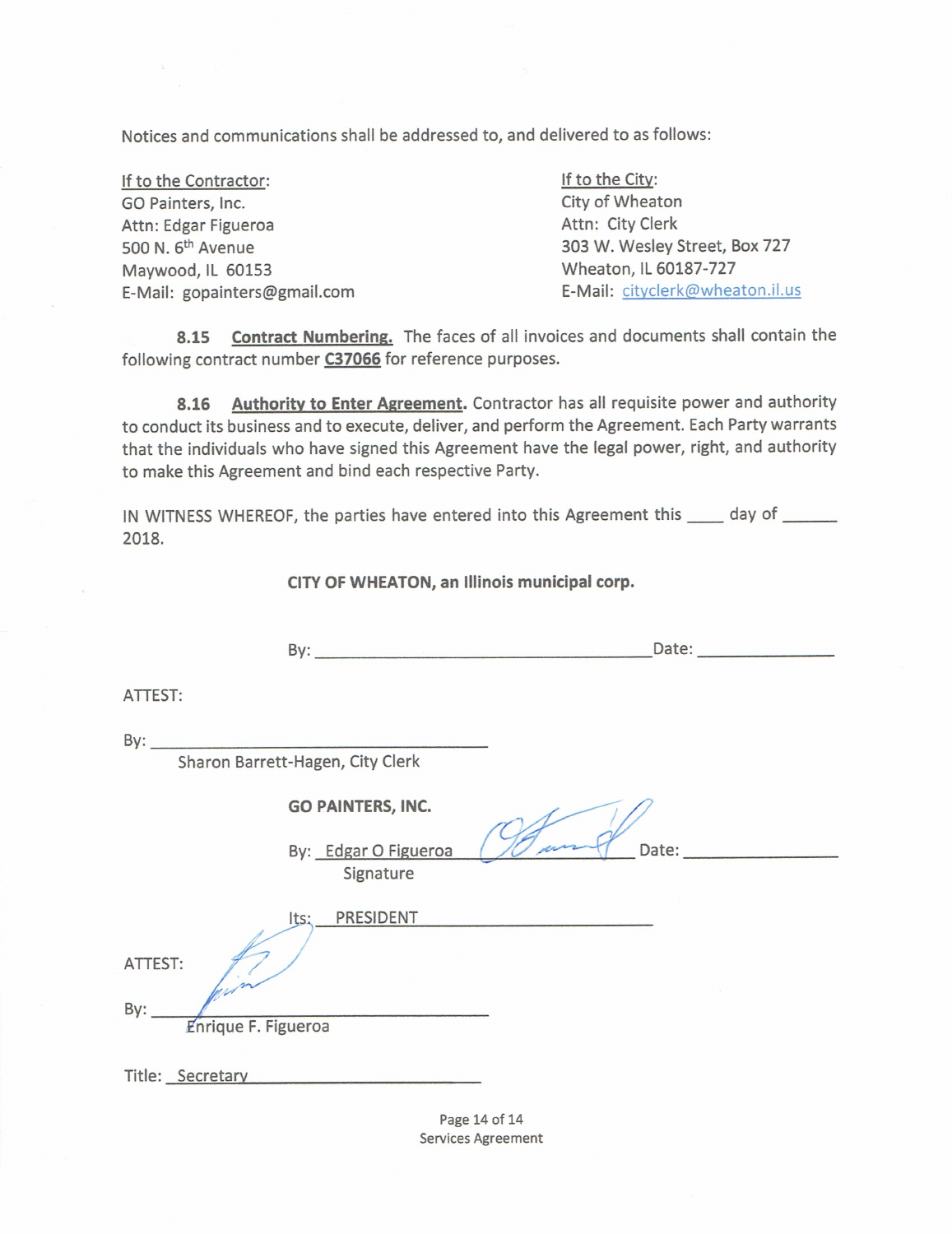Notices and communications shall be addressed to, and delivered to as follows:

<u>If to the Contractor</u>:
GO Painters, Inc.
Attn: Edgar Figueroa
500 N. 6th Avenue
Maywood, IL 60153
E-Mail: gopainters@gmail.com

<u>If to the City</u>:
City of Wheaton
Attn: City Clerk
303 W. Wesley Street, Box 727
Wheaton, IL 60187-727
E-Mail: cityclerk@wheaton.il.us

**8.15 <u>Contract Numbering.</u>** The faces of all invoices and documents shall contain the following contract number **<u>C37066</u>** for reference purposes.

**8.16 <u>Authority to Enter Agreement</u>.** Contractor has all requisite power and authority to conduct its business and to execute, deliver, and perform the Agreement. Each Party warrants that the individuals who have signed this Agreement have the legal power, right, and authority to make this Agreement and bind each respective Party.

IN WITNESS WHEREOF, the parties have entered into this Agreement this ____ day of ______ 2018.

**CITY OF WHEATON, an Illinois municipal corp.**

By: ________________________________ Date: ______________

ATTEST:

By: ________________________________
Sharon Barrett-Hagen, City Clerk

**GO PAINTERS, INC.**

By: Edgar O Figueroa [signature] Date: ______________
Signature

Its: PRESIDENT

ATTEST:

By: [signature]
Enrique F. Figueroa

Title: Secretary